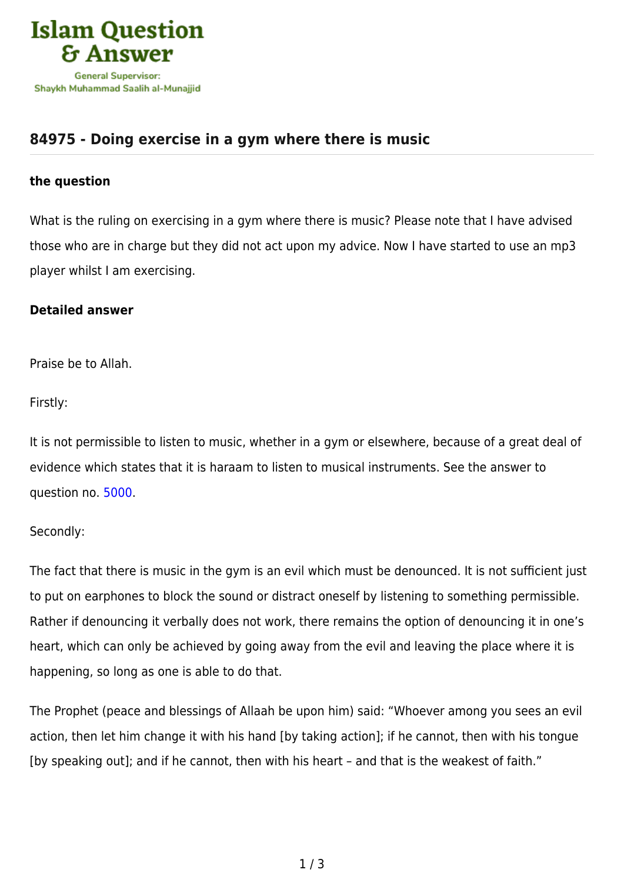## 84975 - Doing exercise in a gym where there is music

### the question

What is the ruling on exercising in a gym where there is music? Please note that I have advised those who are in charge but they did not act upon my advice. Now I have started to use an mp3 player whilst I am exercising.

### Detailed answer

Praise be to Allah.

Firstly:

It is not permissible to listen to music, whether in a gym or elsewhere, because of a great deal of evidence which states that it is haraam to listen to musical instruments. See the answer to question no. 5000.

Secondly:

The fact that there is music in the gym is an evil which must be denounced. It is not sufficient just to put on earphones to block the sound or distract oneself by listening to something permissible. Rather if denouncing it verbally does not work, there remains the option of denouncing it in one's heart, which can only be achieved by going away from the evil and leaving the place where it is happening, so long as one is able to do that.

The Prophet (peace and blessings of Allaah be upon him) said: "Whoever among you sees an evil action, then let him change it with his hand [by taking action]; if he cannot, then with his tongue [by speaking out]; and if he cannot, then with his heart – and that is the weakest of faith."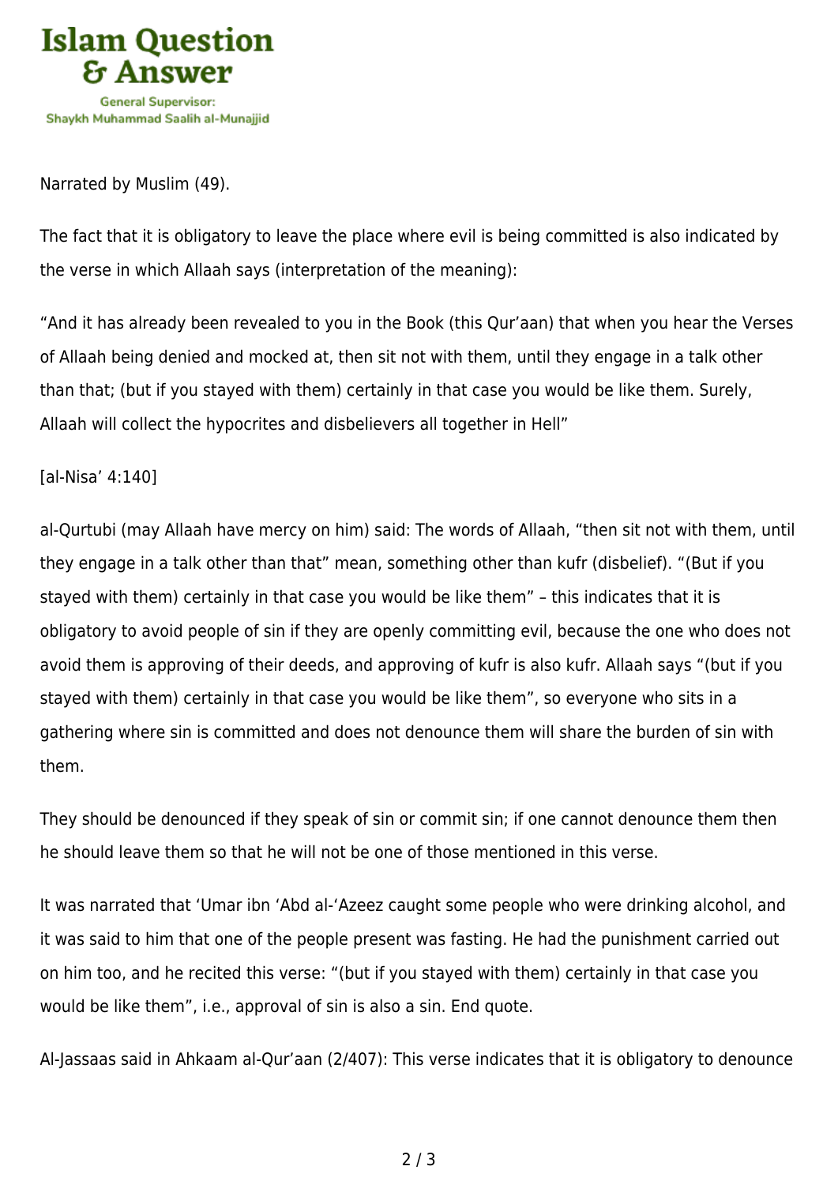Narrated by Muslim (49).

The fact that it is obligatory to leave the place where evil is being committed is also indicated by the verse in which Allaah says (interpretation of the meaning):

"And it has already been revealed to you in the Book (this Qur'aan) that when you hear the Verses of Allaah being denied and mocked at, then sit not with them, until they engage in a talk other than that; (but if you stayed with them) certainly in that case you would be like them. Surely, Allaah will collect the hypocrites and disbelievers all together in Hell"

[al-Nisa' 4:140]

al-Qurtubi (may Allaah have mercy on him) said: The words of Allaah, "then sit not with them, until they engage in a talk other than that" mean, something other than kufr (disbelief). "(But if you stayed with them) certainly in that case you would be like them" – this indicates that it is obligatory to avoid people of sin if they are openly committing evil, because the one who does not avoid them is approving of their deeds, and approving of kufr is also kufr. Allaah says "(but if you stayed with them) certainly in that case you would be like them", so everyone who sits in a gathering where sin is committed and does not denounce them will share the burden of sin with them.

They should be denounced if they speak of sin or commit sin; if one cannot denounce them then he should leave them so that he will not be one of those mentioned in this verse.

It was narrated that 'Umar ibn 'Abd al-'Azeez caught some people who were drinking alcohol, and it was said to him that one of the people present was fasting. He had the punishment carried out on him too, and he recited this verse: "(but if you stayed with them) certainly in that case you would be like them", i.e., approval of sin is also a sin. End quote.

Al-Jassaas said in Ahkaam al-Qur'aan (2/407): This verse indicates that it is obligatory to denounce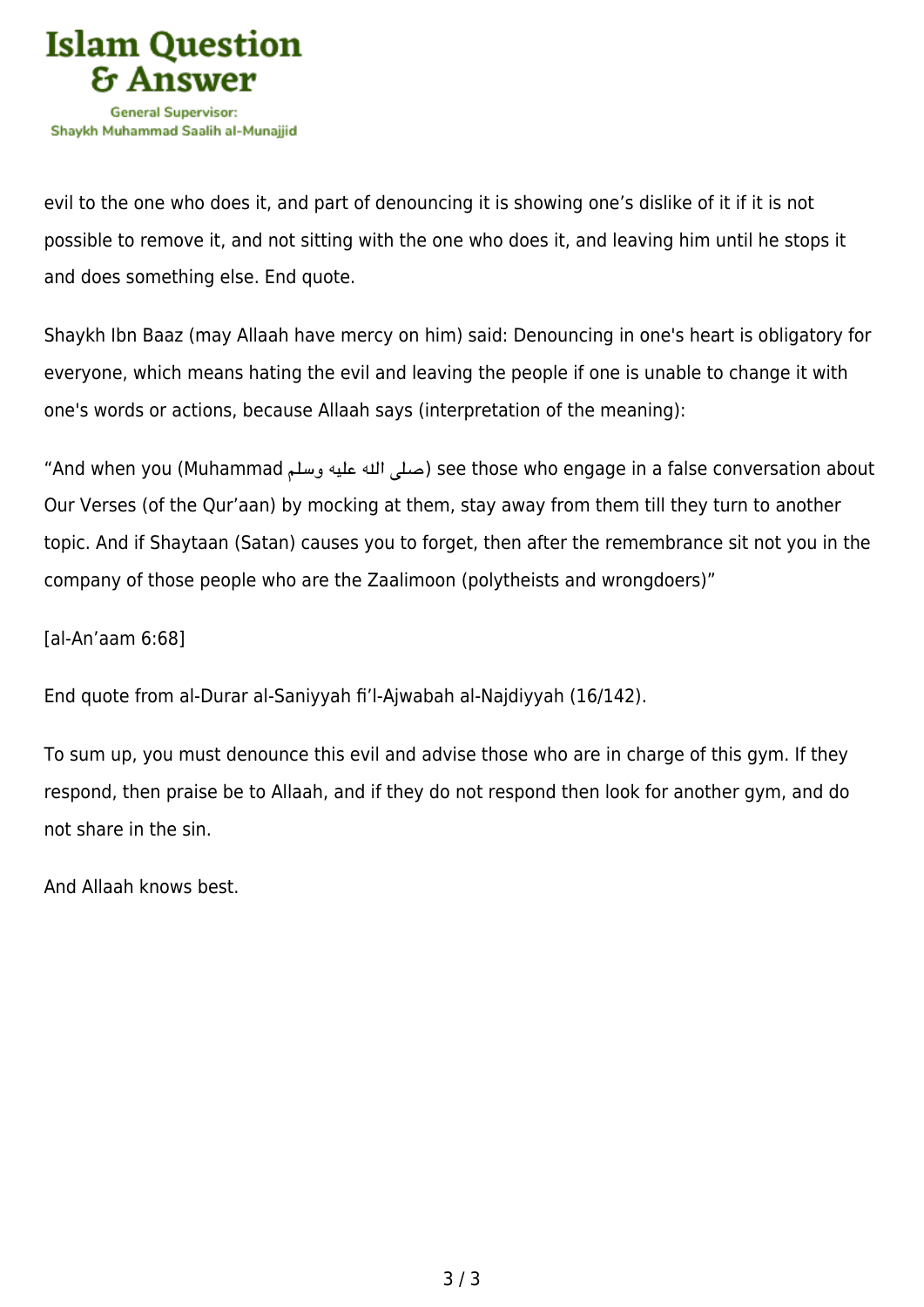evil to the one who does it, and part of denouncing it is showing one's dislike of it if it is not possible to remove it, and not sitting with the one who does it, and leaving him until he stops it and does something else. End quote.

Shaykh Ibn Baaz (may Allaah have mercy on him) said: Denouncing in one's heart is obligatory for everyone, which means hating the evil and leaving the people if one is unable to change it with one's words or actions, because Allaah says (interpretation of the meaning):

"And when you (Muhammad صلى الله عليه وسلم) see those who engage in a false conversation about Our Verses (of the Qur'aan) by mocking at them, stay away from them till they turn to another topic. And if Shaytaan (Satan) causes you to forget, then after the remembrance sit not you in the company of those people who are the Zaalimoon (polytheists and wrongdoers)"

[al-An'aam 6:68]

End quote from al-Durar al-Saniyyah fi'l-Ajwabah al-Najdiyyah (16/142).

To sum up, you must denounce this evil and advise those who are in charge of this gym. If they respond, then praise be to Allaah, and if they do not respond then look for another gym, and do not share in the sin.

And Allaah knows best.